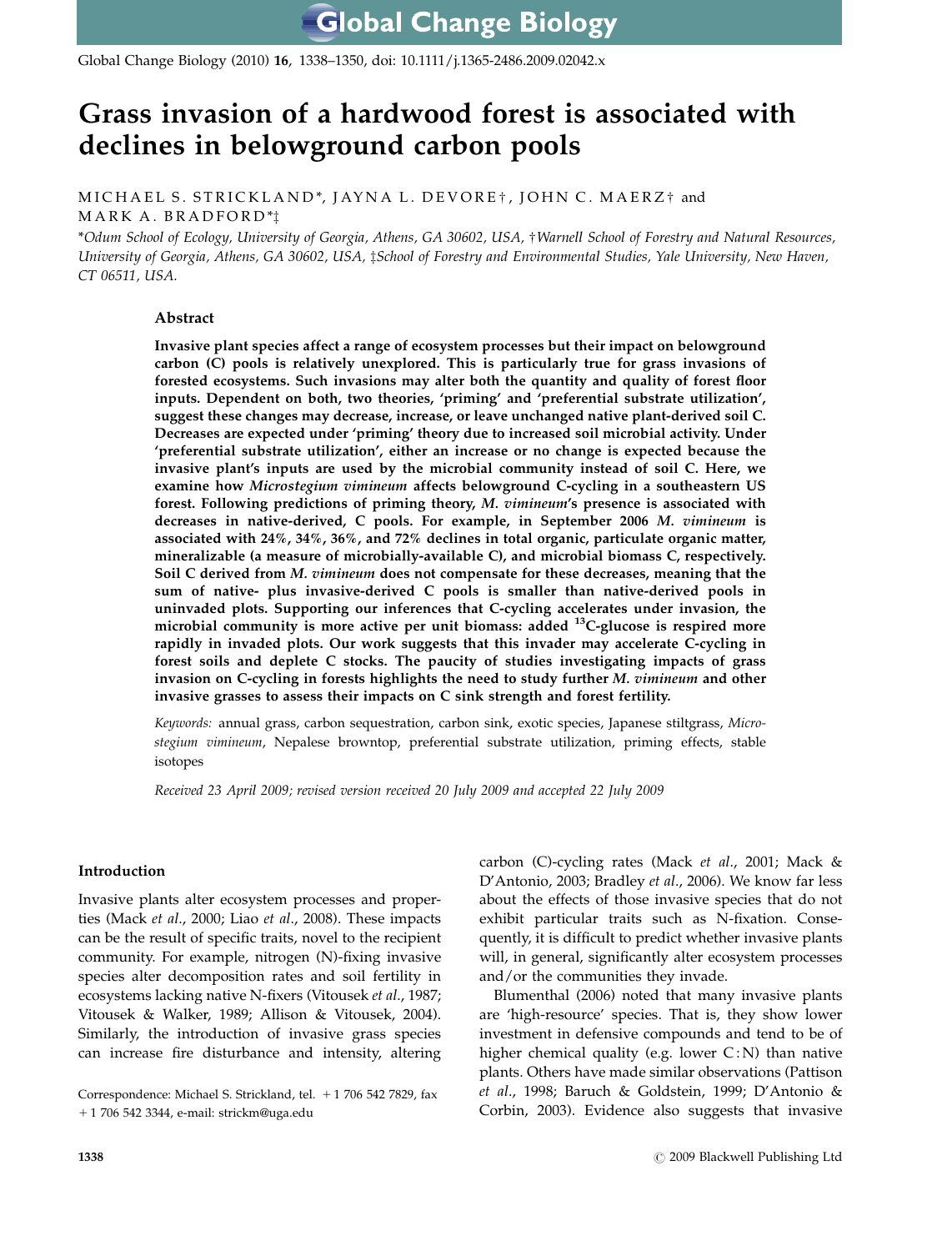# Grass invasion of a hardwood forest is associated with declines in belowground carbon pools

MICHAEL S. STRICKLAND*, JAYNA L. DEVORE†, JOHN C. MAERZ† and MARK A. BRADFORD*‡

*Odum School of Ecology, University of Georgia, Athens, GA 30602, USA, †Warnell School of Forestry and Natural Resources, University of Georgia, Athens, GA 30602, USA, ‡School of Forestry and Environmental Studies, Yale University, New Haven, CT 06511, USA.

## Abstract

**Invasive plant species affect a range of ecosystem processes but their impact on belowground carbon (C) pools is relatively unexplored. This is particularly true for grass invasions of forested ecosystems. Such invasions may alter both the quantity and quality of forest floor inputs. Dependent on both, two theories, 'priming' and 'preferential substrate utilization', suggest these changes may decrease, increase, or leave unchanged native plant-derived soil C. Decreases are expected under 'priming' theory due to increased soil microbial activity. Under 'preferential substrate utilization', either an increase or no change is expected because the invasive plant's inputs are used by the microbial community instead of soil C. Here, we examine how *Microstegium vimineum* affects belowground C-cycling in a southeastern US forest. Following predictions of priming theory, *M. vimineum*'s presence is associated with decreases in native-derived, C pools. For example, in September 2006 *M. vimineum* is associated with 24%, 34%, 36%, and 72% declines in total organic, particulate organic matter, mineralizable (a measure of microbially-available C), and microbial biomass C, respectively. Soil C derived from *M. vimineum* does not compensate for these decreases, meaning that the sum of native- plus invasive-derived C pools is smaller than native-derived pools in uninvaded plots. Supporting our inferences that C-cycling accelerates under invasion, the microbial community is more active per unit biomass: added $^{13}$C-glucose is respired more rapidly in invaded plots. Our work suggests that this invader may accelerate C-cycling in forest soils and deplete C stocks. The paucity of studies investigating impacts of grass invasion on C-cycling in forests highlights the need to study further *M. vimineum* and other invasive grasses to assess their impacts on C sink strength and forest fertility.**

*Keywords:* annual grass, carbon sequestration, carbon sink, exotic species, Japanese stiltgrass, *Microstegium vimineum*, Nepalese browntop, preferential substrate utilization, priming effects, stable isotopes

*Received 23 April 2009; revised version received 20 July 2009 and accepted 22 July 2009*

## Introduction

Invasive plants alter ecosystem processes and properties (Mack *et al.*, 2000; Liao *et al.*, 2008). These impacts can be the result of specific traits, novel to the recipient community. For example, nitrogen (N)-fixing invasive species alter decomposition rates and soil fertility in ecosystems lacking native N-fixers (Vitousek *et al.*, 1987; Vitousek & Walker, 1989; Allison & Vitousek, 2004). Similarly, the introduction of invasive grass species can increase fire disturbance and intensity, altering carbon (C)-cycling rates (Mack *et al.*, 2001; Mack & D'Antonio, 2003; Bradley *et al.*, 2006). We know far less about the effects of those invasive species that do not exhibit particular traits such as N-fixation. Consequently, it is difficult to predict whether invasive plants will, in general, significantly alter ecosystem processes and/or the communities they invade.

Blumenthal (2006) noted that many invasive plants are 'high-resource' species. That is, they show lower investment in defensive compounds and tend to be of higher chemical quality (e.g. lower C : N) than native plants. Others have made similar observations (Pattison *et al.*, 1998; Baruch & Goldstein, 1999; D'Antonio & Corbin, 2003). Evidence also suggests that invasive

Correspondence: Michael S. Strickland, tel. + 1 706 542 7829, fax + 1 706 542 3344, e-mail: strickm@uga.edu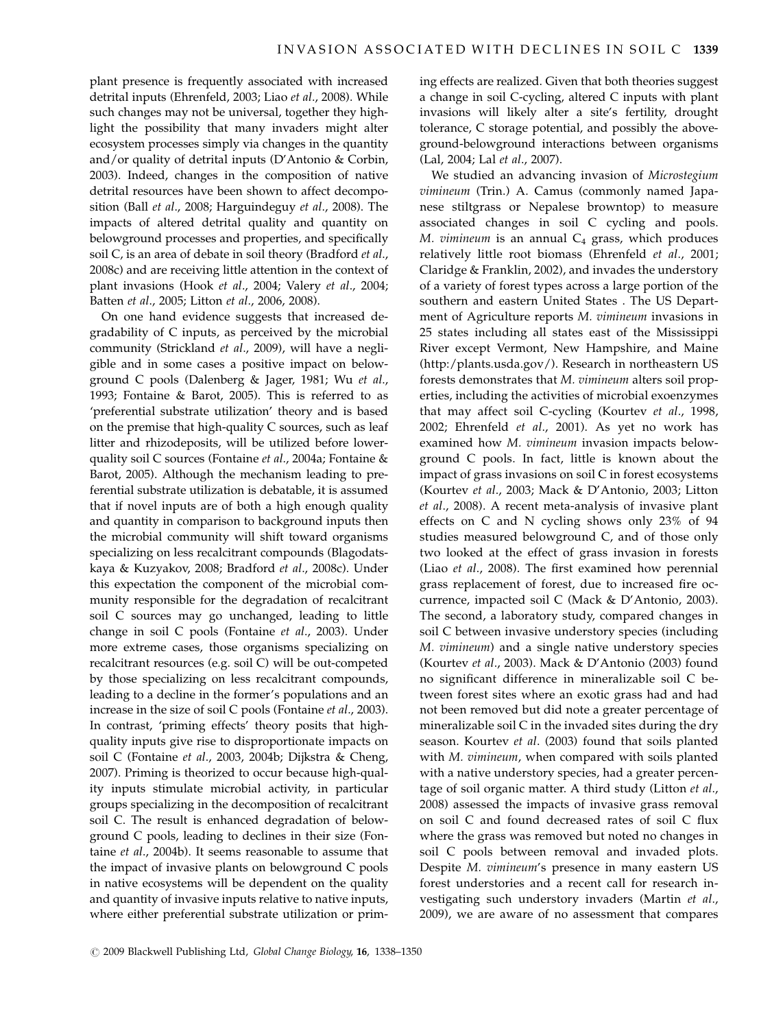plant presence is frequently associated with increased detrital inputs (Ehrenfeld, 2003; Liao *et al*., 2008). While such changes may not be universal, together they highlight the possibility that many invaders might alter ecosystem processes simply via changes in the quantity and/or quality of detrital inputs (D'Antonio & Corbin, 2003). Indeed, changes in the composition of native detrital resources have been shown to affect decomposition (Ball *et al*., 2008; Harguindeguy *et al*., 2008). The impacts of altered detrital quality and quantity on belowground processes and properties, and specifically soil C, is an area of debate in soil theory (Bradford *et al*., 2008c) and are receiving little attention in the context of plant invasions (Hook *et al*., 2004; Valery *et al*., 2004; Batten *et al*., 2005; Litton *et al*., 2006, 2008).

On one hand evidence suggests that increased degradability of C inputs, as perceived by the microbial community (Strickland *et al*., 2009), will have a negligible and in some cases a positive impact on belowground C pools (Dalenberg & Jager, 1981; Wu *et al*., 1993; Fontaine & Barot, 2005). This is referred to as 'preferential substrate utilization' theory and is based on the premise that high-quality C sources, such as leaf litter and rhizodeposits, will be utilized before lower-quality soil C sources (Fontaine *et al*., 2004a; Fontaine & Barot, 2005). Although the mechanism leading to preferential substrate utilization is debatable, it is assumed that if novel inputs are of both a high enough quality and quantity in comparison to background inputs then the microbial community will shift toward organisms specializing on less recalcitrant compounds (Blagodatskaya & Kuzyakov, 2008; Bradford *et al*., 2008c). Under this expectation the component of the microbial community responsible for the degradation of recalcitrant soil C sources may go unchanged, leading to little change in soil C pools (Fontaine *et al*., 2003). Under more extreme cases, those organisms specializing on recalcitrant resources (e.g. soil C) will be out-competed by those specializing on less recalcitrant compounds, leading to a decline in the former's populations and an increase in the size of soil C pools (Fontaine *et al*., 2003). In contrast, 'priming effects' theory posits that high-quality inputs give rise to disproportionate impacts on soil C (Fontaine *et al*., 2003, 2004b; Dijkstra & Cheng, 2007). Priming is theorized to occur because high-quality inputs stimulate microbial activity, in particular groups specializing in the decomposition of recalcitrant soil C. The result is enhanced degradation of belowground C pools, leading to declines in their size (Fontaine *et al*., 2004b). It seems reasonable to assume that the impact of invasive plants on belowground C pools in native ecosystems will be dependent on the quality and quantity of invasive inputs relative to native inputs, where either preferential substrate utilization or priming effects are realized. Given that both theories suggest a change in soil C-cycling, altered C inputs with plant invasions will likely alter a site's fertility, drought tolerance, C storage potential, and possibly the aboveground-belowground interactions between organisms (Lal, 2004; Lal *et al*., 2007).

We studied an advancing invasion of *Microstegium vimineum* (Trin.) A. Camus (commonly named Japanese stiltgrass or Nepalese browntop) to measure associated changes in soil C cycling and pools. *M. vimineum* is an annual $C_4$ grass, which produces relatively little root biomass (Ehrenfeld *et al*., 2001; Claridge & Franklin, 2002), and invades the understory of a variety of forest types across a large portion of the southern and eastern United States . The US Department of Agriculture reports *M. vimineum* invasions in 25 states including all states east of the Mississippi River except Vermont, New Hampshire, and Maine (http:/plants.usda.gov/). Research in northeastern US forests demonstrates that *M. vimineum* alters soil properties, including the activities of microbial exoenzymes that may affect soil C-cycling (Kourtev *et al*., 1998, 2002; Ehrenfeld *et al*., 2001). As yet no work has examined how *M. vimineum* invasion impacts belowground C pools. In fact, little is known about the impact of grass invasions on soil C in forest ecosystems (Kourtev *et al*., 2003; Mack & D'Antonio, 2003; Litton *et al*., 2008). A recent meta-analysis of invasive plant effects on C and N cycling shows only 23% of 94 studies measured belowground C, and of those only two looked at the effect of grass invasion in forests (Liao *et al*., 2008). The first examined how perennial grass replacement of forest, due to increased fire occurrence, impacted soil C (Mack & D'Antonio, 2003). The second, a laboratory study, compared changes in soil C between invasive understory species (including *M. vimineum*) and a single native understory species (Kourtev *et al*., 2003). Mack & D'Antonio (2003) found no significant difference in mineralizable soil C between forest sites where an exotic grass had and had not been removed but did note a greater percentage of mineralizable soil C in the invaded sites during the dry season. Kourtev *et al*. (2003) found that soils planted with *M. vimineum*, when compared with soils planted with a native understory species, had a greater percentage of soil organic matter. A third study (Litton *et al*., 2008) assessed the impacts of invasive grass removal on soil C and found decreased rates of soil C flux where the grass was removed but noted no changes in soil C pools between removal and invaded plots. Despite *M. vimineum*'s presence in many eastern US forest understories and a recent call for research investigating such understory invaders (Martin *et al*., 2009), we are aware of no assessment that compares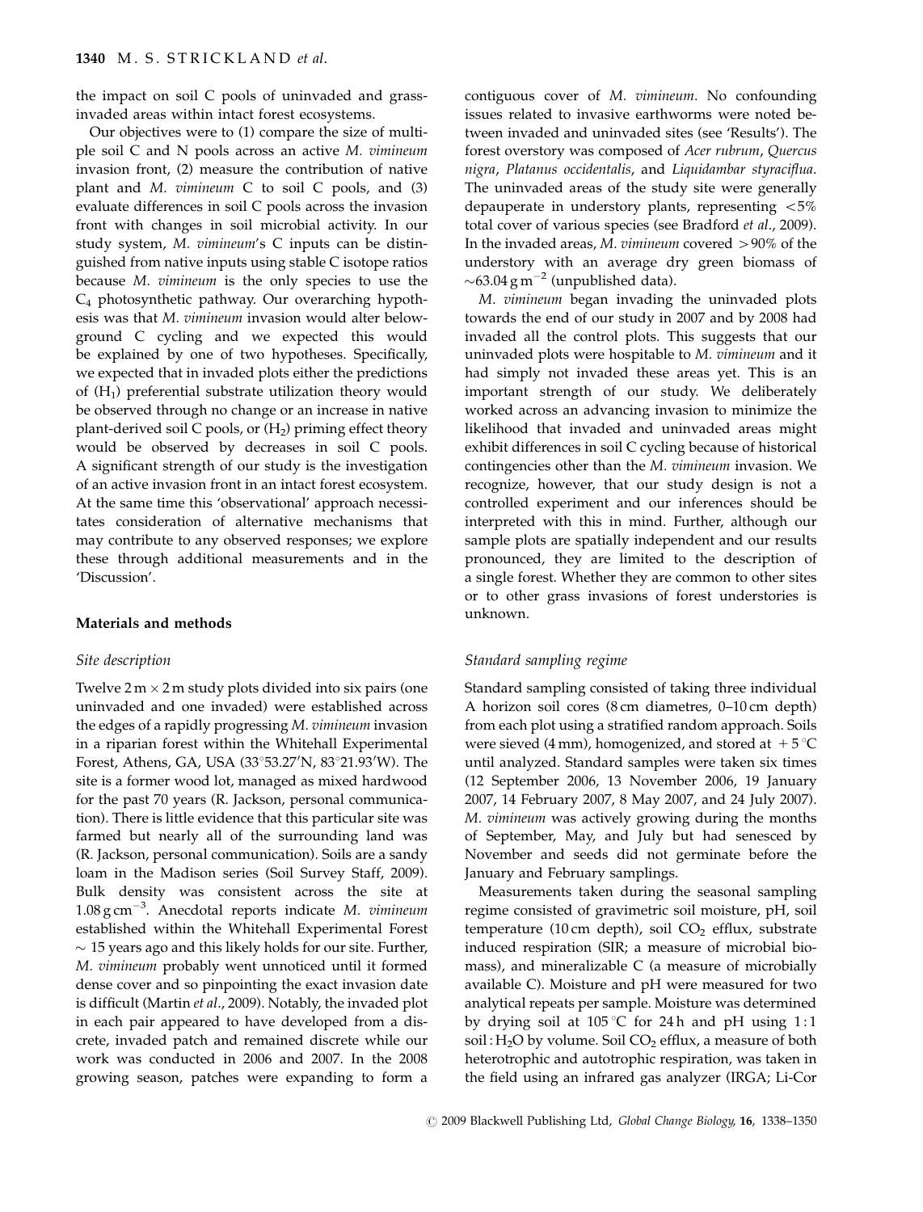the impact on soil C pools of uninvaded and grass-invaded areas within intact forest ecosystems.

Our objectives were to (1) compare the size of multiple soil C and N pools across an active *M. vimineum* invasion front, (2) measure the contribution of native plant and *M. vimineum* C to soil C pools, and (3) evaluate differences in soil C pools across the invasion front with changes in soil microbial activity. In our study system, *M. vimineum*'s C inputs can be distinguished from native inputs using stable C isotope ratios because *M. vimineum* is the only species to use the $C_4$ photosynthetic pathway. Our overarching hypothesis was that *M. vimineum* invasion would alter belowground C cycling and we expected this would be explained by one of two hypotheses. Specifically, we expected that in invaded plots either the predictions of ($H_1$) preferential substrate utilization theory would be observed through no change or an increase in native plant-derived soil C pools, or ($H_2$) priming effect theory would be observed by decreases in soil C pools. A significant strength of our study is the investigation of an active invasion front in an intact forest ecosystem. At the same time this 'observational' approach necessitates consideration of alternative mechanisms that may contribute to any observed responses; we explore these through additional measurements and in the 'Discussion'.

## Materials and methods

### *Site description*

Twelve 2 m × 2 m study plots divided into six pairs (one uninvaded and one invaded) were established across the edges of a rapidly progressing *M. vimineum* invasion in a riparian forest within the Whitehall Experimental Forest, Athens, GA, USA (33°53.27′N, 83°21.93′W). The site is a former wood lot, managed as mixed hardwood for the past 70 years (R. Jackson, personal communication). There is little evidence that this particular site was farmed but nearly all of the surrounding land was (R. Jackson, personal communication). Soils are a sandy loam in the Madison series (Soil Survey Staff, 2009). Bulk density was consistent across the site at $1.08\,g\,cm^{-3}$. Anecdotal reports indicate *M. vimineum* established within the Whitehall Experimental Forest ~ 15 years ago and this likely holds for our site. Further, *M. vimineum* probably went unnoticed until it formed dense cover and so pinpointing the exact invasion date is difficult (Martin *et al*., 2009). Notably, the invaded plot in each pair appeared to have developed from a discrete, invaded patch and remained discrete while our work was conducted in 2006 and 2007. In the 2008 growing season, patches were expanding to form a contiguous cover of *M. vimineum*. No confounding issues related to invasive earthworms were noted between invaded and uninvaded sites (see 'Results'). The forest overstory was composed of *Acer rubrum*, *Quercus nigra*, *Platanus occidentalis*, and *Liquidambar styraciflua*. The uninvaded areas of the study site were generally depauperate in understory plants, representing <5% total cover of various species (see Bradford *et al*., 2009). In the invaded areas, *M. vimineum* covered >90% of the understory with an average dry green biomass of $\sim 63.04\,g\,m^{-2}$ (unpublished data).

*M. vimineum* began invading the uninvaded plots towards the end of our study in 2007 and by 2008 had invaded all the control plots. This suggests that our uninvaded plots were hospitable to *M. vimineum* and it had simply not invaded these areas yet. This is an important strength of our study. We deliberately worked across an advancing invasion to minimize the likelihood that invaded and uninvaded areas might exhibit differences in soil C cycling because of historical contingencies other than the *M. vimineum* invasion. We recognize, however, that our study design is not a controlled experiment and our inferences should be interpreted with this in mind. Further, although our sample plots are spatially independent and our results pronounced, they are limited to the description of a single forest. Whether they are common to other sites or to other grass invasions of forest understories is unknown.

### *Standard sampling regime*

Standard sampling consisted of taking three individual A horizon soil cores (8 cm diameters, 0–10 cm depth) from each plot using a stratified random approach. Soils were sieved (4 mm), homogenized, and stored at +5 °C until analyzed. Standard samples were taken six times (12 September 2006, 13 November 2006, 19 January 2007, 14 February 2007, 8 May 2007, and 24 July 2007). *M. vimineum* was actively growing during the months of September, May, and July but had senesced by November and seeds did not germinate before the January and February samplings.

Measurements taken during the seasonal sampling regime consisted of gravimetric soil moisture, pH, soil temperature (10 cm depth), soil $CO_2$ efflux, substrate induced respiration (SIR; a measure of microbial biomass), and mineralizable C (a measure of microbially available C). Moisture and pH were measured for two analytical repeats per sample. Moisture was determined by drying soil at 105 °C for 24 h and pH using 1 : 1 soil : $H_2O$ by volume. Soil $CO_2$ efflux, a measure of both heterotrophic and autotrophic respiration, was taken in the field using an infrared gas analyzer (IRGA; Li-Cor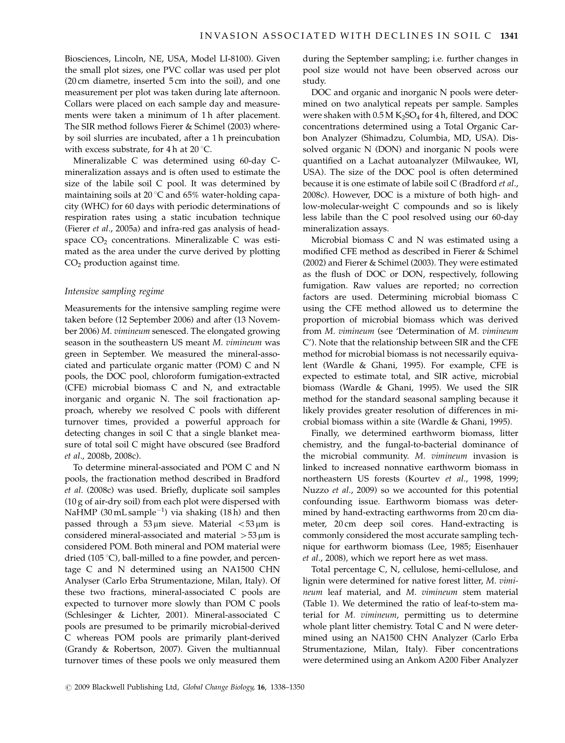Biosciences, Lincoln, NE, USA, Model LI-8100). Given the small plot sizes, one PVC collar was used per plot (20 cm diametre, inserted 5 cm into the soil), and one measurement per plot was taken during late afternoon. Collars were placed on each sample day and measurements were taken a minimum of 1 h after placement. The SIR method follows Fierer & Schimel (2003) whereby soil slurries are incubated, after a 1 h preincubation with excess substrate, for 4 h at 20 °C.

Mineralizable C was determined using 60-day C-mineralization assays and is often used to estimate the size of the labile soil C pool. It was determined by maintaining soils at 20 °C and 65% water-holding capacity (WHC) for 60 days with periodic determinations of respiration rates using a static incubation technique (Fierer *et al*., 2005a) and infra-red gas analysis of headspace $CO_2$ concentrations. Mineralizable C was estimated as the area under the curve derived by plotting $CO_2$ production against time.

*Intensive sampling regime*

Measurements for the intensive sampling regime were taken before (12 September 2006) and after (13 November 2006) *M. vimineum* senesced. The elongated growing season in the southeastern US meant *M. vimineum* was green in September. We measured the mineral-associated and particulate organic matter (POM) C and N pools, the DOC pool, chloroform fumigation-extracted (CFE) microbial biomass C and N, and extractable inorganic and organic N. The soil fractionation approach, whereby we resolved C pools with different turnover times, provided a powerful approach for detecting changes in soil C that a single blanket measure of total soil C might have obscured (see Bradford *et al*., 2008b, 2008c).

To determine mineral-associated and POM C and N pools, the fractionation method described in Bradford *et al*. (2008c) was used. Briefly, duplicate soil samples (10 g of air-dry soil) from each plot were dispersed with NaHMP (30 mL sample$^{-1}$) via shaking (18 h) and then passed through a 53 μm sieve. Material <53 μm is considered mineral-associated and material >53 μm is considered POM. Both mineral and POM material were dried (105 °C), ball-milled to a fine powder, and percentage C and N determined using an NA1500 CHN Analyser (Carlo Erba Strumentazione, Milan, Italy). Of these two fractions, mineral-associated C pools are expected to turnover more slowly than POM C pools (Schlesinger & Lichter, 2001). Mineral-associated C pools are presumed to be primarily microbial-derived C whereas POM pools are primarily plant-derived (Grandy & Robertson, 2007). Given the multiannual turnover times of these pools we only measured them during the September sampling; i.e. further changes in pool size would not have been observed across our study.

DOC and organic and inorganic N pools were determined on two analytical repeats per sample. Samples were shaken with 0.5 M $K_2SO_4$ for 4 h, filtered, and DOC concentrations determined using a Total Organic Carbon Analyzer (Shimadzu, Columbia, MD, USA). Dissolved organic N (DON) and inorganic N pools were quantified on a Lachat autoanalyzer (Milwaukee, WI, USA). The size of the DOC pool is often determined because it is one estimate of labile soil C (Bradford *et al*., 2008c). However, DOC is a mixture of both high- and low-molecular-weight C compounds and so is likely less labile than the C pool resolved using our 60-day mineralization assays.

Microbial biomass C and N was estimated using a modified CFE method as described in Fierer & Schimel (2002) and Fierer & Schimel (2003). They were estimated as the flush of DOC or DON, respectively, following fumigation. Raw values are reported; no correction factors are used. Determining microbial biomass C using the CFE method allowed us to determine the proportion of microbial biomass which was derived from *M. vimineum* (see 'Determination of *M. vimineum* C'). Note that the relationship between SIR and the CFE method for microbial biomass is not necessarily equivalent (Wardle & Ghani, 1995). For example, CFE is expected to estimate total, and SIR active, microbial biomass (Wardle & Ghani, 1995). We used the SIR method for the standard seasonal sampling because it likely provides greater resolution of differences in microbial biomass within a site (Wardle & Ghani, 1995).

Finally, we determined earthworm biomass, litter chemistry, and the fungal-to-bacterial dominance of the microbial community. *M. vimineum* invasion is linked to increased nonnative earthworm biomass in northeastern US forests (Kourtev *et al*., 1998, 1999; Nuzzo *et al*., 2009) so we accounted for this potential confounding issue. Earthworm biomass was determined by hand-extracting earthworms from 20 cm diameter, 20 cm deep soil cores. Hand-extracting is commonly considered the most accurate sampling technique for earthworm biomass (Lee, 1985; Eisenhauer *et al*., 2008), which we report here as wet mass.

Total percentage C, N, cellulose, hemi-cellulose, and lignin were determined for native forest litter, *M. vimineum* leaf material, and *M. vimineum* stem material (Table 1). We determined the ratio of leaf-to-stem material for *M. vimineum*, permitting us to determine whole plant litter chemistry. Total C and N were determined using an NA1500 CHN Analyzer (Carlo Erba Strumentazione, Milan, Italy). Fiber concentrations were determined using an Ankom A200 Fiber Analyzer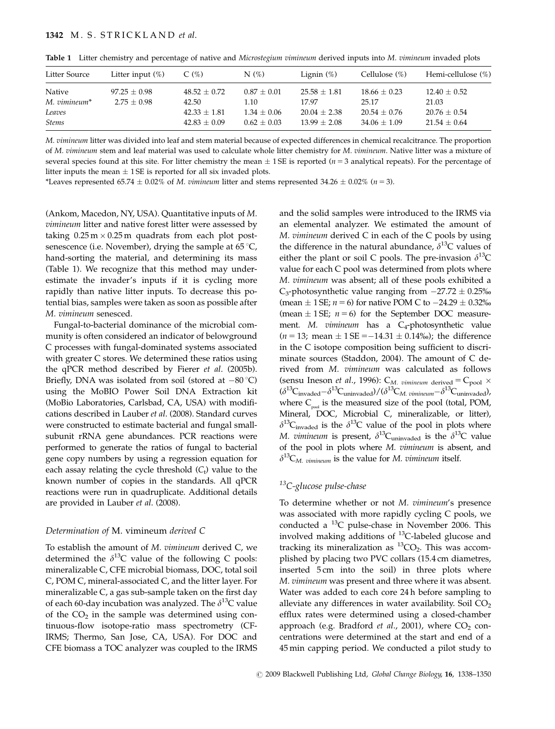**Table 1** Litter chemistry and percentage of native and *Microstegium vimineum* derived inputs into *M. vimineum* invaded plots

| Litter Source | Litter input (%) | C (%) | N (%) | Lignin (%) | Cellulose (%) | Hemi-cellulose (%) |
|---|---|---|---|---|---|---|
| Native | 97.25 ± 0.98 | 48.52 ± 0.72 | 0.87 ± 0.01 | 25.58 ± 1.81 | 18.66 ± 0.23 | 12.40 ± 0.52 |
| *M. vimineum** | 2.75 ± 0.98 | 42.50 | 1.10 | 17.97 | 25.17 | 21.03 |
| *Leaves* | | 42.33 ± 1.81 | 1.34 ± 0.06 | 20.04 ± 2.38 | 20.54 ± 0.76 | 20.76 ± 0.54 |
| *Stems* | | 42.83 ± 0.09 | 0.62 ± 0.03 | 13.99 ± 2.08 | 34.06 ± 1.09 | 21.54 ± 0.64 |

*M. vimineum* litter was divided into leaf and stem material because of expected differences in chemical recalcitrance. The proportion of *M. vimineum* stem and leaf material was used to calculate whole litter chemistry for *M. vimineum*. Native litter was a mixture of several species found at this site. For litter chemistry the mean ± 1 SE is reported ($n = 3$ analytical repeats). For the percentage of litter inputs the mean ± 1 SE is reported for all six invaded plots.

*Leaves represented 65.74 ± 0.02% of *M. vimineum* litter and stems represented 34.26 ± 0.02% ($n = 3$).

(Ankom, Macedon, NY, USA). Quantitative inputs of *M. vimineum* litter and native forest litter were assessed by taking 0.25 m × 0.25 m quadrats from each plot post-senescence (i.e. November), drying the sample at 65 °C, hand-sorting the material, and determining its mass (Table 1). We recognize that this method may underestimate the invader's inputs if it is cycling more rapidly than native litter inputs. To decrease this potential bias, samples were taken as soon as possible after *M. vimineum* senesced.

Fungal-to-bacterial dominance of the microbial community is often considered an indicator of belowground C processes with fungal-dominated systems associated with greater C stores. We determined these ratios using the qPCR method described by Fierer *et al*. (2005b). Briefly, DNA was isolated from soil (stored at −80 °C) using the MoBIO Power Soil DNA Extraction kit (MoBio Laboratories, Carlsbad, CA, USA) with modifications described in Lauber *et al*. (2008). Standard curves were constructed to estimate bacterial and fungal small-subunit rRNA gene abundances. PCR reactions were performed to generate the ratios of fungal to bacterial gene copy numbers by using a regression equation for each assay relating the cycle threshold ($C_t$) value to the known number of copies in the standards. All qPCR reactions were run in quadruplicate. Additional details are provided in Lauber *et al*. (2008).

### *Determination of* M. vimineum *derived C*

To establish the amount of *M. vimineum* derived C, we determined the $\delta^{13}C$ value of the following C pools: mineralizable C, CFE microbial biomass, DOC, total soil C, POM C, mineral-associated C, and the litter layer. For mineralizable C, a gas sub-sample taken on the first day of each 60-day incubation was analyzed. The $\delta^{13}C$ value of the $CO_2$ in the sample was determined using continuous-flow isotope-ratio mass spectrometry (CF-IRMS; Thermo, San Jose, CA, USA). For DOC and CFE biomass a TOC analyzer was coupled to the IRMS and the solid samples were introduced to the IRMS via an elemental analyzer. We estimated the amount of *M. vimineum* derived C in each of the C pools by using the difference in the natural abundance, $\delta^{13}C$ values of either the plant or soil C pools. The pre-invasion $\delta^{13}C$ value for each C pool was determined from plots where *M. vimineum* was absent; all of these pools exhibited a $C_3$-photosynthetic value ranging from −27.72 ± 0.25‰ (mean ± 1 SE; $n = 6$) for native POM C to −24.29 ± 0.32‰ (mean ± 1 SE; $n = 6$) for the September DOC measurement. *M. vimineum* has a $C_4$-photosynthetic value ($n = 13$; mean ± 1 SE = −14.31 ± 0.14‰); the difference in the C isotope composition being sufficient to discriminate sources (Staddon, 2004). The amount of C derived from *M. vimineum* was calculated as follows (sensu Ineson *et al*., 1996): $C_{M.\ vimineum\ \mathrm{derived}} = C_{\mathrm{pool}} \times (\delta^{13}C_{\mathrm{invaded}} - \delta^{13}C_{\mathrm{uninvaded}})/(\delta^{13}C_{M.\ vimineum} - \delta^{13}C_{\mathrm{uninvaded}})$, where $C_{\mathrm{pool}}$ is the measured size of the pool (total, POM, Mineral, DOC, Microbial C, mineralizable, or litter), $\delta^{13}C_{\mathrm{invaded}}$ is the $\delta^{13}C$ value of the pool in plots where *M. vimineum* is present, $\delta^{13}C_{\mathrm{uninvaded}}$ is the $\delta^{13}C$ value of the pool in plots where *M. vimineum* is absent, and $\delta^{13}C_{M.\ vimineum}$ is the value for *M. vimineum* itself.

### *$^{13}C$-glucose pulse-chase*

To determine whether or not *M. vimineum*'s presence was associated with more rapidly cycling C pools, we conducted a $^{13}C$ pulse-chase in November 2006. This involved making additions of $^{13}C$-labeled glucose and tracking its mineralization as $^{13}CO_2$. This was accomplished by placing two PVC collars (15.4 cm diametres, inserted 5 cm into the soil) in three plots where *M. vimineum* was present and three where it was absent. Water was added to each core 24 h before sampling to alleviate any differences in water availability. Soil $CO_2$ efflux rates were determined using a closed-chamber approach (e.g. Bradford *et al*., 2001), where $CO_2$ concentrations were determined at the start and end of a 45 min capping period. We conducted a pilot study to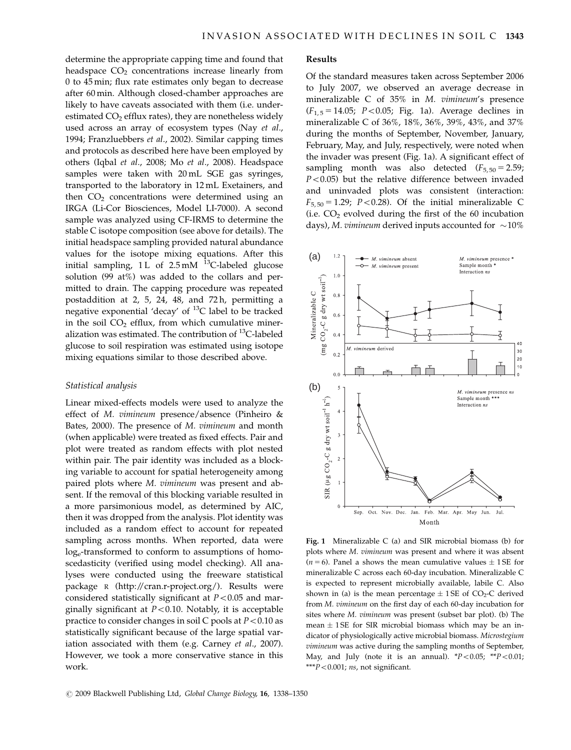determine the appropriate capping time and found that headspace $CO_2$ concentrations increase linearly from 0 to 45 min; flux rate estimates only began to decrease after 60 min. Although closed-chamber approaches are likely to have caveats associated with them (i.e. underestimated $CO_2$ efflux rates), they are nonetheless widely used across an array of ecosystem types (Nay *et al*., 1994; Franzluebbers *et al*., 2002). Similar capping times and protocols as described here have been employed by others (Iqbal *et al*., 2008; Mo *et al*., 2008). Headspace samples were taken with 20 mL SGE gas syringes, transported to the laboratory in 12 mL Exetainers, and then $CO_2$ concentrations were determined using an IRGA (Li-Cor Biosciences, Model LI-7000). A second sample was analyzed using CF-IRMS to determine the stable C isotope composition (see above for details). The initial headspace sampling provided natural abundance values for the isotope mixing equations. After this initial sampling, 1 L of 2.5 mM $^{13}$C-labeled glucose solution (99 at%) was added to the collars and permitted to drain. The capping procedure was repeated postaddition at 2, 5, 24, 48, and 72 h, permitting a negative exponential 'decay' of $^{13}$C label to be tracked in the soil $CO_2$ efflux, from which cumulative mineralization was estimated. The contribution of $^{13}$C-labeled glucose to soil respiration was estimated using isotope mixing equations similar to those described above.

### Statistical analysis

Linear mixed-effects models were used to analyze the effect of *M. vimineum* presence/absence (Pinheiro & Bates, 2000). The presence of *M. vimineum* and month (when applicable) were treated as fixed effects. Pair and plot were treated as random effects with plot nested within pair. The pair identity was included as a blocking variable to account for spatial heterogeneity among paired plots where *M. vimineum* was present and absent. If the removal of this blocking variable resulted in a more parsimonious model, as determined by AIC, then it was dropped from the analysis. Plot identity was included as a random effect to account for repeated sampling across months. When reported, data were $\log_e$-transformed to conform to assumptions of homoscedasticity (verified using model checking). All analyses were conducted using the freeware statistical package R (http://cran.r-project.org/). Results were considered statistically significant at $P < 0.05$ and marginally significant at $P < 0.10$. Notably, it is acceptable practice to consider changes in soil C pools at $P < 0.10$ as statistically significant because of the large spatial variation associated with them (e.g. Carney *et al*., 2007). However, we took a more conservative stance in this work.

## Results

Of the standard measures taken across September 2006 to July 2007, we observed an average decrease in mineralizable C of 35% in *M. vimineum*'s presence ($F_{1,5} = 14.05$; $P < 0.05$; Fig. 1a). Average declines in mineralizable C of 36%, 18%, 36%, 39%, 43%, and 37% during the months of September, November, January, February, May, and July, respectively, were noted when the invader was present (Fig. 1a). A significant effect of sampling month was also detected ($F_{5,50} = 2.59$; $P < 0.05$) but the relative difference between invaded and uninvaded plots was consistent (interaction: $F_{5,50} = 1.29$; $P < 0.28$). Of the initial mineralizable C (i.e. $CO_2$ evolved during the first of the 60 incubation days), *M. vimineum* derived inputs accounted for ~10%

(a)
M. vimineum absent
M. vimineum present
M. vimineum presence *
Sample month *
Interaction ns
Mineralizable C (mg $CO_2$-C g dry wt soil$^{-1}$)
1.2
1.0
0.8
0.6
0.4
0.2
0.0
M. vimineum derived
40
30
20
10
0

(b)
M. vimineum presence ns
Sample month ***
Interaction ns
SIR (µg $CO_2$-C g dry wt soil$^{-1}$ h$^{-1}$)
5
4
3
2
1
0
Sep. Oct. Nov. Dec. Jan. Feb. Mar. Apr. May Jun. Jul.
Month

**Fig. 1** Mineralizable C (a) and SIR microbial biomass (b) for plots where *M. vimineum* was present and where it was absent ($n = 6$). Panel a shows the mean cumulative values ± 1 SE for mineralizable C across each 60-day incubation. Mineralizable C is expected to represent microbially available, labile C. Also shown in (a) is the mean percentage ± 1 SE of $CO_2$-C derived from *M. vimineum* on the first day of each 60-day incubation for sites where *M. vimineum* was present (subset bar plot). (b) The mean ± 1 SE for SIR microbial biomass which may be an indicator of physiologically active microbial biomass. *Microstegium vimineum* was active during the sampling months of September, May, and July (note it is an annual). *$P < 0.05$; **$P < 0.01$; ***$P < 0.001$; *ns*, not significant.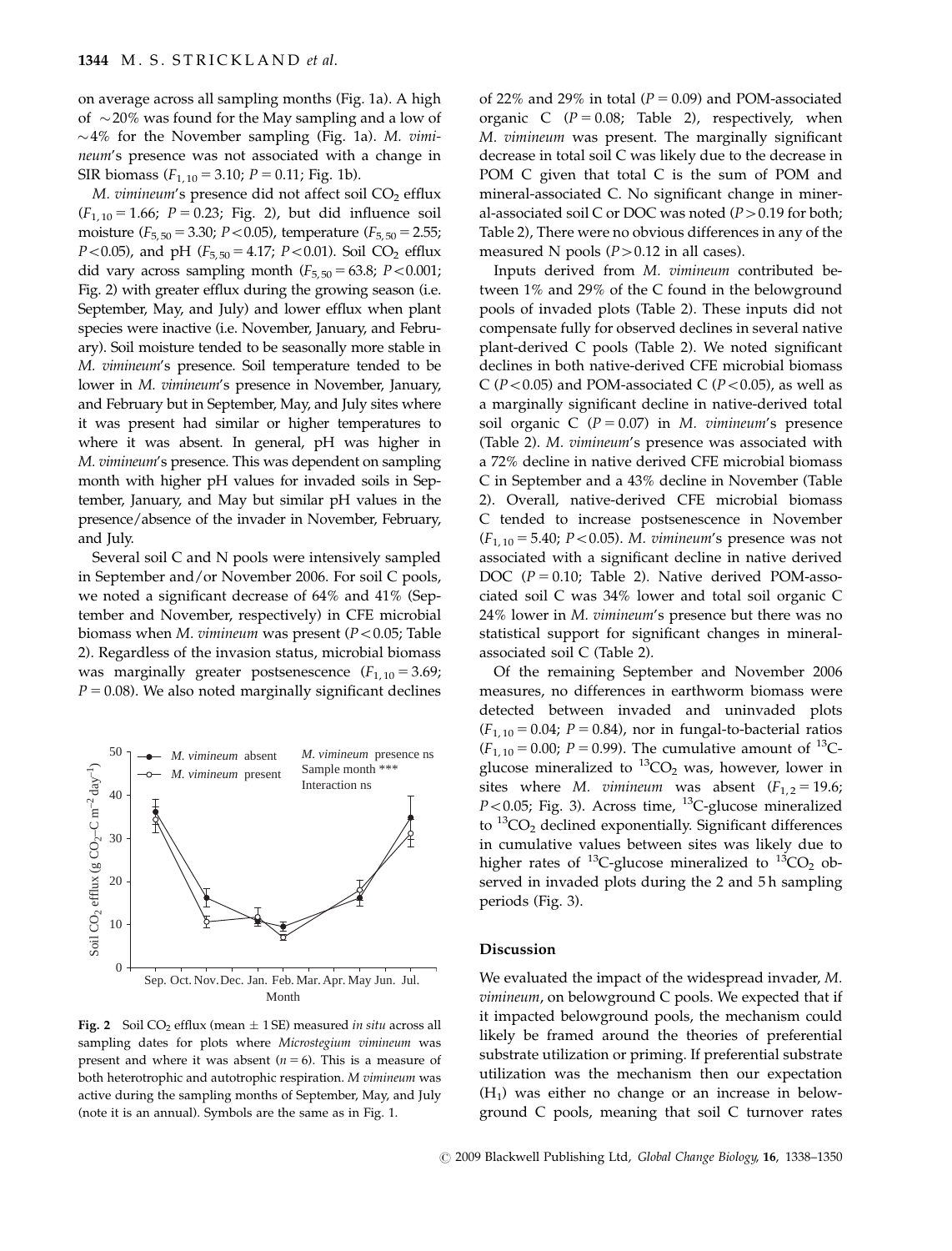on average across all sampling months (Fig. 1a). A high of ~20% was found for the May sampling and a low of ~4% for the November sampling (Fig. 1a). *M. vimineum*'s presence was not associated with a change in SIR biomass ($F_{1,10} = 3.10$; $P = 0.11$; Fig. 1b).

*M. vimineum*'s presence did not affect soil $CO_2$ efflux ($F_{1,10} = 1.66$; $P = 0.23$; Fig. 2), but did influence soil moisture ($F_{5,50} = 3.30$; $P < 0.05$), temperature ($F_{5,50} = 2.55$; $P < 0.05$), and pH ($F_{5,50} = 4.17$; $P < 0.01$). Soil $CO_2$ efflux did vary across sampling month ($F_{5,50} = 63.8$; $P < 0.001$; Fig. 2) with greater efflux during the growing season (i.e. September, May, and July) and lower efflux when plant species were inactive (i.e. November, January, and February). Soil moisture tended to be seasonally more stable in *M. vimineum*'s presence. Soil temperature tended to be lower in *M. vimineum*'s presence in November, January, and February but in September, May, and July sites where it was present had similar or higher temperatures to where it was absent. In general, pH was higher in *M. vimineum*'s presence. This was dependent on sampling month with higher pH values for invaded soils in September, January, and May but similar pH values in the presence/absence of the invader in November, February, and July.

Several soil C and N pools were intensively sampled in September and/or November 2006. For soil C pools, we noted a significant decrease of 64% and 41% (September and November, respectively) in CFE microbial biomass when *M. vimineum* was present ($P < 0.05$; Table 2). Regardless of the invasion status, microbial biomass was marginally greater postsenescence ($F_{1,10} = 3.69$; $P = 0.08$). We also noted marginally significant declines

50
40
30
20
10
0
Soil $CO_2$ efflux (g $CO_2$–C m$^{-2}$ day$^{-1}$)
*M. vimineum* absent
*M. vimineum* present
*M. vimineum* presence ns
Sample month ***
Interaction ns
Sep. Oct. Nov. Dec. Jan. Feb. Mar. Apr. May Jun. Jul.
Month

**Fig. 2** Soil $CO_2$ efflux (mean ± 1 SE) measured *in situ* across all sampling dates for plots where *Microstegium vimineum* was present and where it was absent ($n = 6$). This is a measure of both heterotrophic and autotrophic respiration. *M vimineum* was active during the sampling months of September, May, and July (note it is an annual). Symbols are the same as in Fig. 1.

of 22% and 29% in total ($P = 0.09$) and POM-associated organic C ($P = 0.08$; Table 2), respectively, when *M. vimineum* was present. The marginally significant decrease in total soil C was likely due to the decrease in POM C given that total C is the sum of POM and mineral-associated C. No significant change in mineral-associated soil C or DOC was noted ($P > 0.19$ for both; Table 2), There were no obvious differences in any of the measured N pools ($P > 0.12$ in all cases).

Inputs derived from *M. vimineum* contributed between 1% and 29% of the C found in the belowground pools of invaded plots (Table 2). These inputs did not compensate fully for observed declines in several native plant-derived C pools (Table 2). We noted significant declines in both native-derived CFE microbial biomass C ($P < 0.05$) and POM-associated C ($P < 0.05$), as well as a marginally significant decline in native-derived total soil organic C ($P = 0.07$) in *M. vimineum*'s presence (Table 2). *M. vimineum*'s presence was associated with a 72% decline in native derived CFE microbial biomass C in September and a 43% decline in November (Table 2). Overall, native-derived CFE microbial biomass C tended to increase postsenescence in November ($F_{1,10} = 5.40$; $P < 0.05$). *M. vimineum*'s presence was not associated with a significant decline in native derived DOC ($P = 0.10$; Table 2). Native derived POM-associated soil C was 34% lower and total soil organic C 24% lower in *M. vimineum*'s presence but there was no statistical support for significant changes in mineral-associated soil C (Table 2).

Of the remaining September and November 2006 measures, no differences in earthworm biomass were detected between invaded and uninvaded plots ($F_{1,10} = 0.04$; $P = 0.84$), nor in fungal-to-bacterial ratios ($F_{1,10} = 0.00$; $P = 0.99$). The cumulative amount of $^{13}C$-glucose mineralized to $^{13}CO_2$ was, however, lower in sites where *M. vimineum* was absent ($F_{1,2} = 19.6$; $P < 0.05$; Fig. 3). Across time, $^{13}C$-glucose mineralized to $^{13}CO_2$ declined exponentially. Significant differences in cumulative values between sites was likely due to higher rates of $^{13}C$-glucose mineralized to $^{13}CO_2$ observed in invaded plots during the 2 and 5 h sampling periods (Fig. 3).

## Discussion

We evaluated the impact of the widespread invader, *M. vimineum*, on belowground C pools. We expected that if it impacted belowground pools, the mechanism could likely be framed around the theories of preferential substrate utilization or priming. If preferential substrate utilization was the mechanism then our expectation ($H_1$) was either no change or an increase in belowground C pools, meaning that soil C turnover rates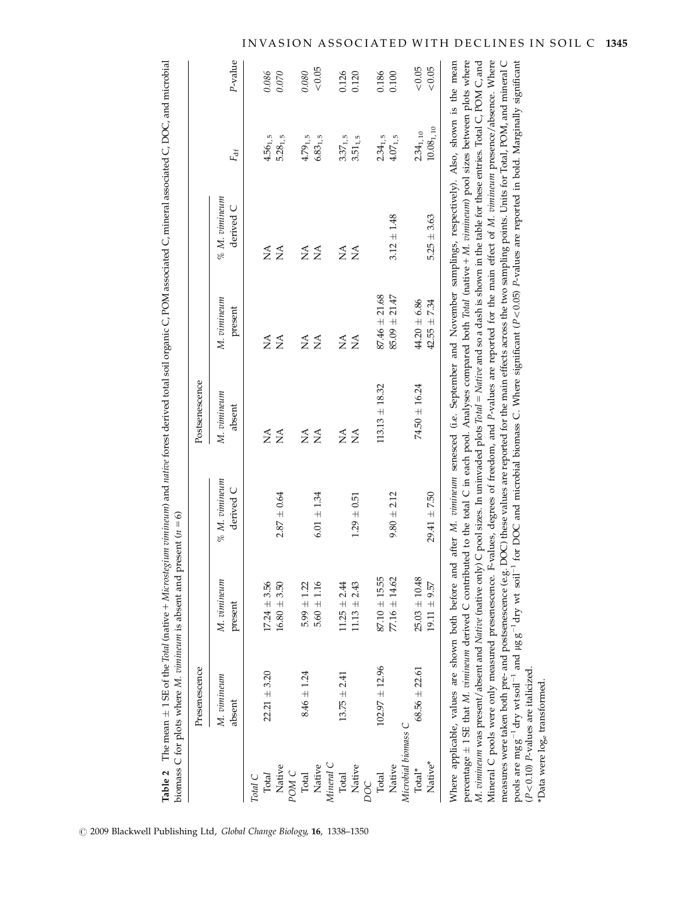**Table 2** The mean ± 1 SE of the *Total* (native + *Microstegium vimineum*) and *native* forest derived total soil organic C, POM associated C, mineral associated C, DOC, and microbial biomass C for plots where *M. vimineum* is absent and present ($n = 6$)

| | Presenescence | | | Postsenescence | | | | |
|---|---|---|---|---|---|---|---|---|
| | *M. vimineum* absent | *M. vimineum* present | % *M. vimineum* derived C | *M. vimineum* absent | *M. vimineum* present | % *M. vimineum* derived C | $F_{df}$ | *P*-value |
| *Total C* | | | | | | | | |
| Total | 22.21 ± 3.20 | 17.24 ± 3.56 | | NA | NA | NA | $4.56_{1,5}$ | *0.086* |
| Native | | 16.80 ± 3.50 | 2.87 ± 0.64 | NA | NA | NA | $5.28_{1,5}$ | *0.070* |
| *POM C* | | | | | | | | |
| Total | 8.46 ± 1.24 | 5.99 ± 1.22 | | NA | NA | NA | $4.79_{1,5}$ | *0.080* |
| Native | | 5.60 ± 1.16 | 6.01 ± 1.34 | NA | NA | NA | $6.83_{1,5}$ | **<0.05** |
| *Mineral C* | | | | | | | | |
| Total | 13.75 ± 2.41 | 11.25 ± 2.44 | | NA | NA | NA | $3.37_{1,5}$ | 0.126 |
| Native | | 11.13 ± 2.43 | 1.29 ± 0.51 | NA | NA | NA | $3.51_{1,5}$ | 0.120 |
| *DOC* | | | | | | | | |
| Total | 102.97 ± 12.96 | 87.10 ± 15.55 | | 113.13 ± 18.32 | 87.46 ± 21.68 | | $2.34_{1,5}$ | 0.186 |
| Native | | 77.16 ± 14.62 | 9.80 ± 2.12 | | 85.09 ± 21.47 | 3.12 ± 1.48 | $4.07_{1,5}$ | 0.100 |
| *Microbial biomass C* | | | | | | | | |
| Total* | 68.56 ± 22.61 | 25.03 ± 10.48 | | 74.50 ± 16.24 | 44.20 ± 6.86 | | $2.34_{1,10}$ | **<0.05** |
| Native* | | 19.11 ± 9.57 | 29.41 ± 7.50 | | 42.55 ± 7.34 | 5.25 ± 3.63 | $10.08_{1,10}$ | **<0.05** |

Where applicable, values are shown both before and after *M. vimineum* senesced (i.e. September and November samplings, respectively). Also, shown is the mean percentage ± 1 SE that *M. vimineum* derived C contributed to the total C in each pool. Analyses compared both *Total* (native + *M. vimineum*) pool sizes between plots where *M. vimineum* was present/absent and *Native* (native only) C pool sizes. In uninvaded plots *Total* = *Native* and so a dash is shown in the table for these entries. Total C, POM C, and Mineral C pools were only measured presenescence. F-values, degrees of freedom, and *P*-values are reported for the main effect of *M. vimineum* presence/absence. Where measures were taken both pre- and postsenescence (e.g. DOC) these values are reported for the main effects across the two sampling points. Units for Total, POM, and mineral C pools are mg g$^{-1}$ dry wt soil$^{-1}$ and µg g$^{-1}$ dry wt soil$^{-1}$ for DOC and microbial biomass C. Where significant ($P < 0.05$) *P*-values are reported in bold. Marginally significant ($P < 0.10$) *P*-values are italicized.

*Data were log$_e$ transformed.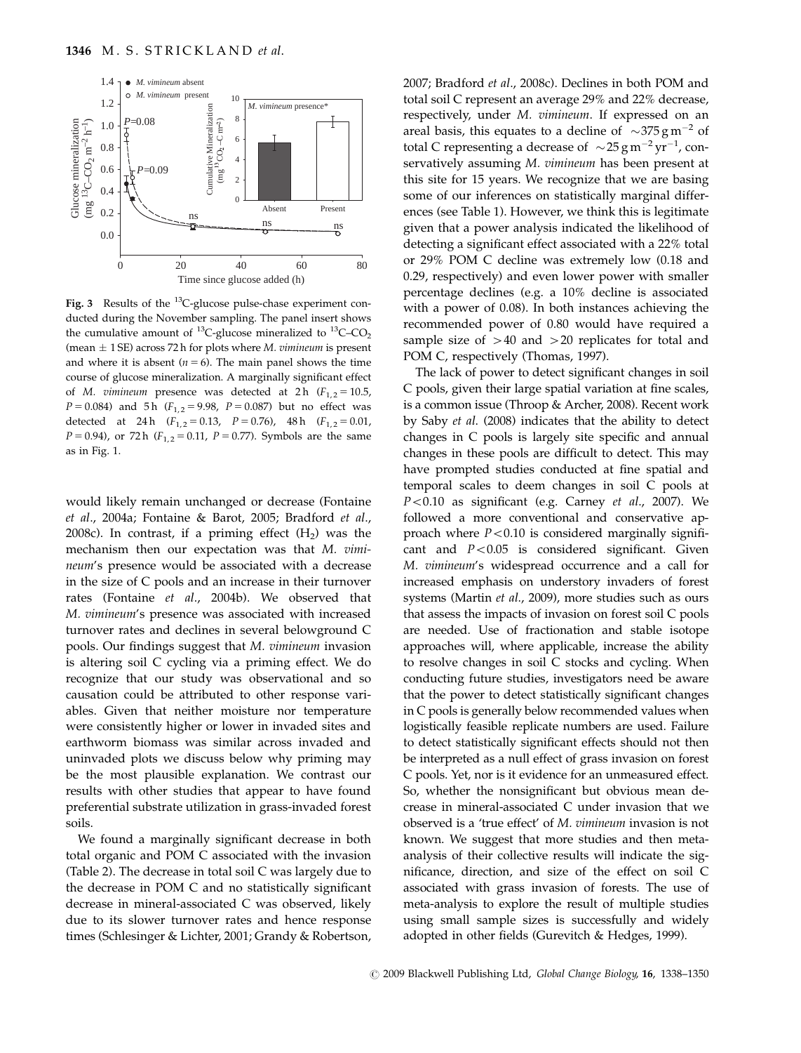1.4
M. vimineum absent
M. vimineum present
1.2
1.0
0.8
0.6
0.4
0.2
0.0
Glucose mineralization (mg $^{13}$C–CO$_2$ m$^{-2}$ h$^{-1}$)
P=0.08
P=0.09
ns
ns
ns
0
20
40
60
80
Time since glucose added (h)
M. vimineum presence*
Cumulative Mineralization (mg $^{13}$CO$_2$ –C m$^{-2}$)
10
8
6
4
2
0
Absent
Present

**Fig. 3** Results of the $^{13}$C-glucose pulse-chase experiment conducted during the November sampling. The panel insert shows the cumulative amount of $^{13}$C-glucose mineralized to $^{13}$C–CO$_2$ (mean ± 1 SE) across 72 h for plots where *M. vimineum* is present and where it is absent ($n = 6$). The main panel shows the time course of glucose mineralization. A marginally significant effect of *M. vimineum* presence was detected at 2 h ($F_{1,2} = 10.5$, $P = 0.084$) and 5 h ($F_{1,2} = 9.98$, $P = 0.087$) but no effect was detected at 24 h ($F_{1,2} = 0.13$, $P = 0.76$), 48 h ($F_{1,2} = 0.01$, $P = 0.94$), or 72 h ($F_{1,2} = 0.11$, $P = 0.77$). Symbols are the same as in Fig. 1.

would likely remain unchanged or decrease (Fontaine *et al*., 2004a; Fontaine & Barot, 2005; Bradford *et al*., 2008c). In contrast, if a priming effect ($H_2$) was the mechanism then our expectation was that *M. vimineum*'s presence would be associated with a decrease in the size of C pools and an increase in their turnover rates (Fontaine *et al*., 2004b). We observed that *M. vimineum*'s presence was associated with increased turnover rates and declines in several belowground C pools. Our findings suggest that *M. vimineum* invasion is altering soil C cycling via a priming effect. We do recognize that our study was observational and so causation could be attributed to other response variables. Given that neither moisture nor temperature were consistently higher or lower in invaded sites and earthworm biomass was similar across invaded and uninvaded plots we discuss below why priming may be the most plausible explanation. We contrast our results with other studies that appear to have found preferential substrate utilization in grass-invaded forest soils.

We found a marginally significant decrease in both total organic and POM C associated with the invasion (Table 2). The decrease in total soil C was largely due to the decrease in POM C and no statistically significant decrease in mineral-associated C was observed, likely due to its slower turnover rates and hence response times (Schlesinger & Lichter, 2001; Grandy & Robertson, 2007; Bradford *et al*., 2008c). Declines in both POM and total soil C represent an average 29% and 22% decrease, respectively, under *M. vimineum*. If expressed on an areal basis, this equates to a decline of $\sim 375\,\mathrm{g\,m^{-2}}$ of total C representing a decrease of $\sim 25\,\mathrm{g\,m^{-2}\,yr^{-1}}$, conservatively assuming *M. vimineum* has been present at this site for 15 years. We recognize that we are basing some of our inferences on statistically marginal differences (see Table 1). However, we think this is legitimate given that a power analysis indicated the likelihood of detecting a significant effect associated with a 22% total or 29% POM C decline was extremely low (0.18 and 0.29, respectively) and even lower power with smaller percentage declines (e.g. a 10% decline is associated with a power of 0.08). In both instances achieving the recommended power of 0.80 would have required a sample size of >40 and >20 replicates for total and POM C, respectively (Thomas, 1997).

The lack of power to detect significant changes in soil C pools, given their large spatial variation at fine scales, is a common issue (Throop & Archer, 2008). Recent work by Saby *et al*. (2008) indicates that the ability to detect changes in C pools is largely site specific and annual changes in these pools are difficult to detect. This may have prompted studies conducted at fine spatial and temporal scales to deem changes in soil C pools at $P < 0.10$ as significant (e.g. Carney *et al*., 2007). We followed a more conventional and conservative approach where $P < 0.10$ is considered marginally significant and $P < 0.05$ is considered significant. Given *M. vimineum*'s widespread occurrence and a call for increased emphasis on understory invaders of forest systems (Martin *et al*., 2009), more studies such as ours that assess the impacts of invasion on forest soil C pools are needed. Use of fractionation and stable isotope approaches will, where applicable, increase the ability to resolve changes in soil C stocks and cycling. When conducting future studies, investigators need be aware that the power to detect statistically significant changes in C pools is generally below recommended values when logistically feasible replicate numbers are used. Failure to detect statistically significant effects should not then be interpreted as a null effect of grass invasion on forest C pools. Yet, nor is it evidence for an unmeasured effect. So, whether the nonsignificant but obvious mean decrease in mineral-associated C under invasion that we observed is a 'true effect' of *M. vimineum* invasion is not known. We suggest that more studies and then meta-analysis of their collective results will indicate the significance, direction, and size of the effect on soil C associated with grass invasion of forests. The use of meta-analysis to explore the result of multiple studies using small sample sizes is successfully and widely adopted in other fields (Gurevitch & Hedges, 1999).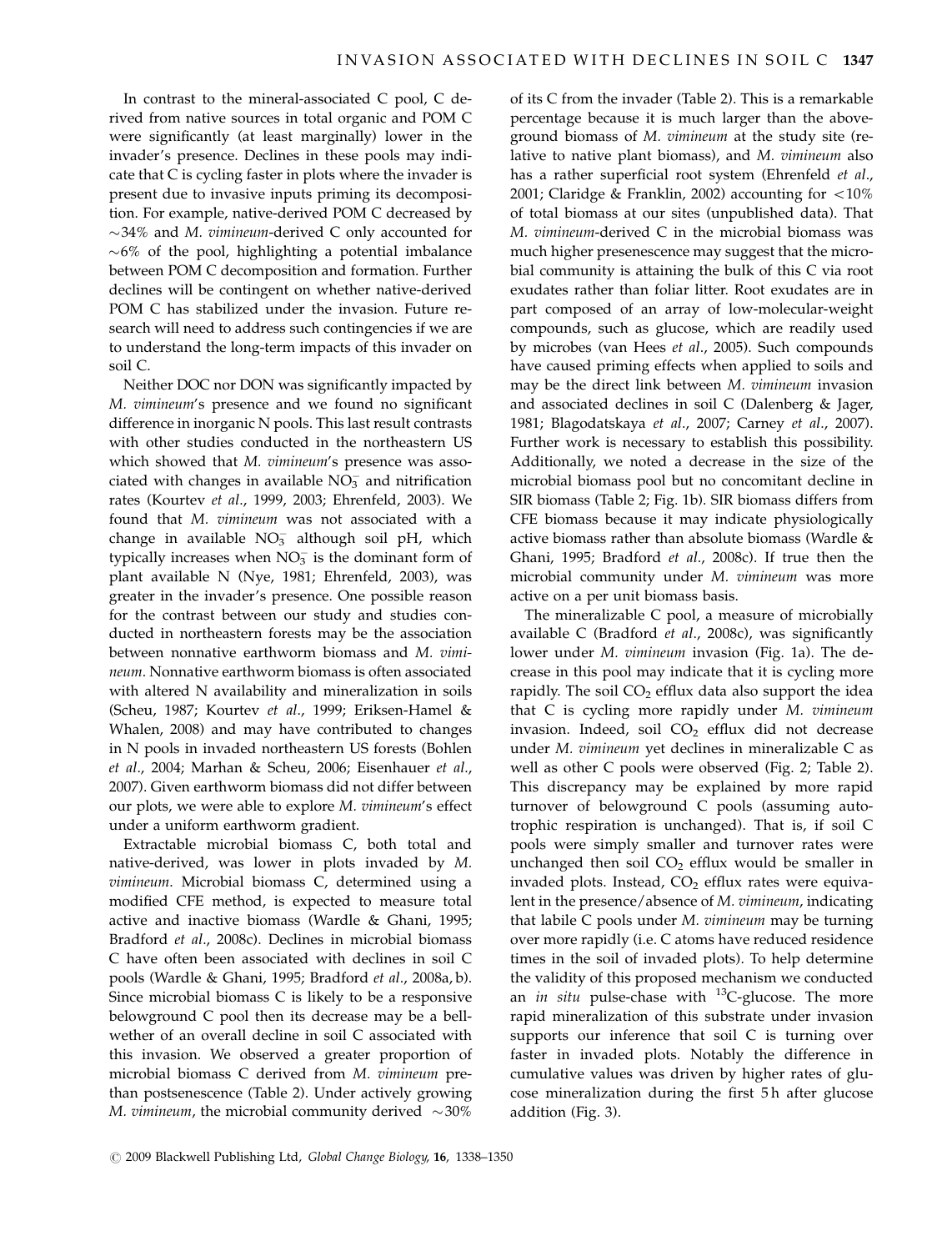In contrast to the mineral-associated C pool, C derived from native sources in total organic and POM C were significantly (at least marginally) lower in the invader's presence. Declines in these pools may indicate that C is cycling faster in plots where the invader is present due to invasive inputs priming its decomposition. For example, native-derived POM C decreased by ~34% and *M. vimineum*-derived C only accounted for ~6% of the pool, highlighting a potential imbalance between POM C decomposition and formation. Further declines will be contingent on whether native-derived POM C has stabilized under the invasion. Future research will need to address such contingencies if we are to understand the long-term impacts of this invader on soil C.

Neither DOC nor DON was significantly impacted by *M. vimineum*'s presence and we found no significant difference in inorganic N pools. This last result contrasts with other studies conducted in the northeastern US which showed that *M. vimineum*'s presence was associated with changes in available $NO_3^-$ and nitrification rates (Kourtev *et al*., 1999, 2003; Ehrenfeld, 2003). We found that *M. vimineum* was not associated with a change in available $NO_3^-$ although soil pH, which typically increases when $NO_3^-$ is the dominant form of plant available N (Nye, 1981; Ehrenfeld, 2003), was greater in the invader's presence. One possible reason for the contrast between our study and studies conducted in northeastern forests may be the association between nonnative earthworm biomass and *M. vimineum*. Nonnative earthworm biomass is often associated with altered N availability and mineralization in soils (Scheu, 1987; Kourtev *et al*., 1999; Eriksen-Hamel & Whalen, 2008) and may have contributed to changes in N pools in invaded northeastern US forests (Bohlen *et al*., 2004; Marhan & Scheu, 2006; Eisenhauer *et al*., 2007). Given earthworm biomass did not differ between our plots, we were able to explore *M. vimineum*'s effect under a uniform earthworm gradient.

Extractable microbial biomass C, both total and native-derived, was lower in plots invaded by *M. vimineum*. Microbial biomass C, determined using a modified CFE method, is expected to measure total active and inactive biomass (Wardle & Ghani, 1995; Bradford *et al*., 2008c). Declines in microbial biomass C have often been associated with declines in soil C pools (Wardle & Ghani, 1995; Bradford *et al*., 2008a, b). Since microbial biomass C is likely to be a responsive belowground C pool then its decrease may be a bellwether of an overall decline in soil C associated with this invasion. We observed a greater proportion of microbial biomass C derived from *M. vimineum* pre- than postsenescence (Table 2). Under actively growing *M. vimineum*, the microbial community derived ~30% of its C from the invader (Table 2). This is a remarkable percentage because it is much larger than the aboveground biomass of *M. vimineum* at the study site (relative to native plant biomass), and *M. vimineum* also has a rather superficial root system (Ehrenfeld *et al*., 2001; Claridge & Franklin, 2002) accounting for <10% of total biomass at our sites (unpublished data). That *M. vimineum*-derived C in the microbial biomass was much higher presenescence may suggest that the microbial community is attaining the bulk of this C via root exudates rather than foliar litter. Root exudates are in part composed of an array of low-molecular-weight compounds, such as glucose, which are readily used by microbes (van Hees *et al*., 2005). Such compounds have caused priming effects when applied to soils and may be the direct link between *M. vimineum* invasion and associated declines in soil C (Dalenberg & Jager, 1981; Blagodatskaya *et al*., 2007; Carney *et al*., 2007). Further work is necessary to establish this possibility. Additionally, we noted a decrease in the size of the microbial biomass pool but no concomitant decline in SIR biomass (Table 2; Fig. 1b). SIR biomass differs from CFE biomass because it may indicate physiologically active biomass rather than absolute biomass (Wardle & Ghani, 1995; Bradford *et al*., 2008c). If true then the microbial community under *M. vimineum* was more active on a per unit biomass basis.

The mineralizable C pool, a measure of microbially available C (Bradford *et al*., 2008c), was significantly lower under *M. vimineum* invasion (Fig. 1a). The decrease in this pool may indicate that it is cycling more rapidly. The soil $CO_2$ efflux data also support the idea that C is cycling more rapidly under *M. vimineum* invasion. Indeed, soil $CO_2$ efflux did not decrease under *M. vimineum* yet declines in mineralizable C as well as other C pools were observed (Fig. 2; Table 2). This discrepancy may be explained by more rapid turnover of belowground C pools (assuming autotrophic respiration is unchanged). That is, if soil C pools were simply smaller and turnover rates were unchanged then soil $CO_2$ efflux would be smaller in invaded plots. Instead, $CO_2$ efflux rates were equivalent in the presence/absence of *M. vimineum*, indicating that labile C pools under *M. vimineum* may be turning over more rapidly (i.e. C atoms have reduced residence times in the soil of invaded plots). To help determine the validity of this proposed mechanism we conducted an *in situ* pulse-chase with $^{13}C$-glucose. The more rapid mineralization of this substrate under invasion supports our inference that soil C is turning over faster in invaded plots. Notably the difference in cumulative values was driven by higher rates of glucose mineralization during the first 5 h after glucose addition (Fig. 3).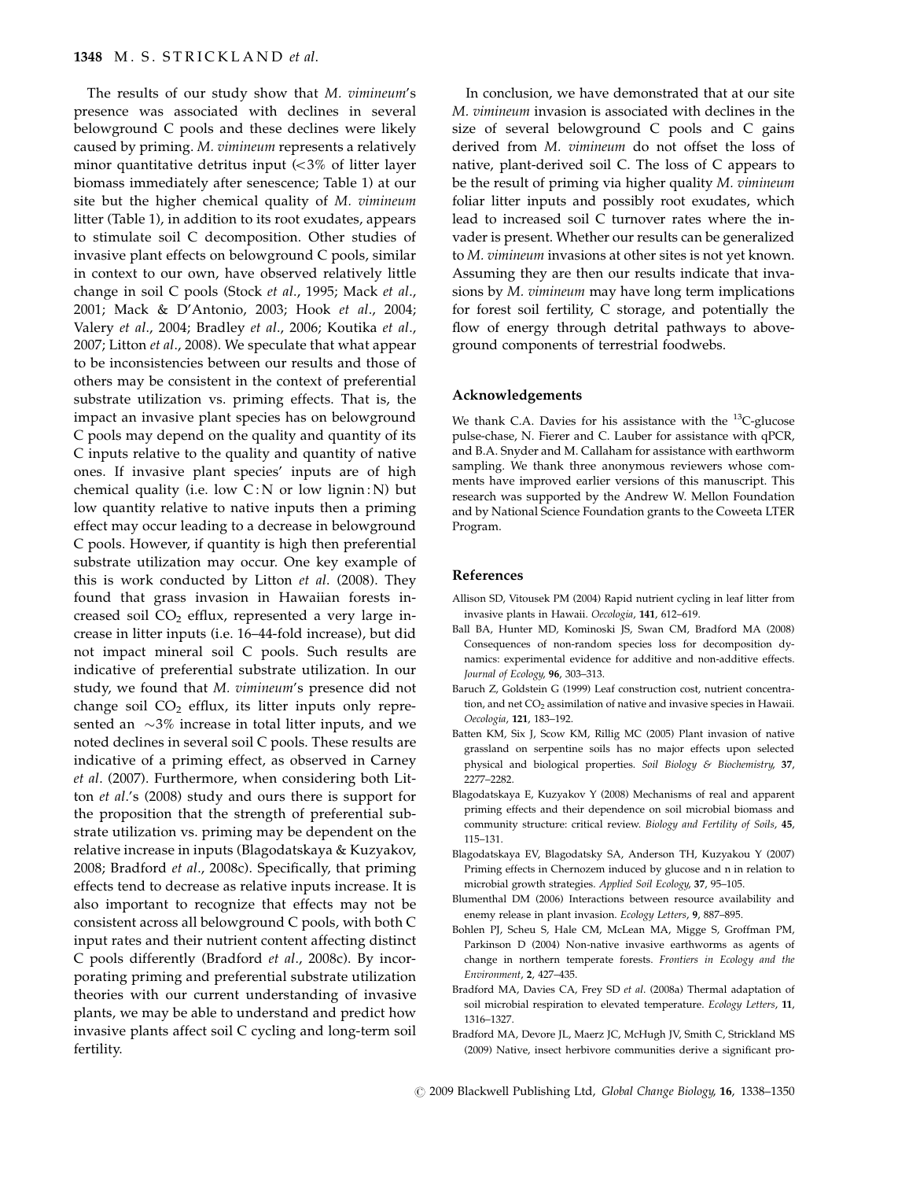The results of our study show that *M. vimineum*'s presence was associated with declines in several belowground C pools and these declines were likely caused by priming. *M. vimineum* represents a relatively minor quantitative detritus input (<3% of litter layer biomass immediately after senescence; Table 1) at our site but the higher chemical quality of *M. vimineum* litter (Table 1), in addition to its root exudates, appears to stimulate soil C decomposition. Other studies of invasive plant effects on belowground C pools, similar in context to our own, have observed relatively little change in soil C pools (Stock *et al*., 1995; Mack *et al*., 2001; Mack & D'Antonio, 2003; Hook *et al*., 2004; Valery *et al*., 2004; Bradley *et al*., 2006; Koutika *et al*., 2007; Litton *et al*., 2008). We speculate that what appear to be inconsistencies between our results and those of others may be consistent in the context of preferential substrate utilization vs. priming effects. That is, the impact an invasive plant species has on belowground C pools may depend on the quality and quantity of its C inputs relative to the quality and quantity of native ones. If invasive plant species' inputs are of high chemical quality (i.e. low C : N or low lignin : N) but low quantity relative to native inputs then a priming effect may occur leading to a decrease in belowground C pools. However, if quantity is high then preferential substrate utilization may occur. One key example of this is work conducted by Litton *et al*. (2008). They found that grass invasion in Hawaiian forests increased soil $CO_2$ efflux, represented a very large increase in litter inputs (i.e. 16–44-fold increase), but did not impact mineral soil C pools. Such results are indicative of preferential substrate utilization. In our study, we found that *M. vimineum*'s presence did not change soil $CO_2$ efflux, its litter inputs only represented an $\sim$3% increase in total litter inputs, and we noted declines in several soil C pools. These results are indicative of a priming effect, as observed in Carney *et al*. (2007). Furthermore, when considering both Litton *et al*.'s (2008) study and ours there is support for the proposition that the strength of preferential substrate utilization vs. priming may be dependent on the relative increase in inputs (Blagodatskaya & Kuzyakov, 2008; Bradford *et al*., 2008c). Specifically, that priming effects tend to decrease as relative inputs increase. It is also important to recognize that effects may not be consistent across all belowground C pools, with both C input rates and their nutrient content affecting distinct C pools differently (Bradford *et al*., 2008c). By incorporating priming and preferential substrate utilization theories with our current understanding of invasive plants, we may be able to understand and predict how invasive plants affect soil C cycling and long-term soil fertility.

In conclusion, we have demonstrated that at our site *M. vimineum* invasion is associated with declines in the size of several belowground C pools and C gains derived from *M. vimineum* do not offset the loss of native, plant-derived soil C. The loss of C appears to be the result of priming via higher quality *M. vimineum* foliar litter inputs and possibly root exudates, which lead to increased soil C turnover rates where the invader is present. Whether our results can be generalized to *M. vimineum* invasions at other sites is not yet known. Assuming they are then our results indicate that invasions by *M. vimineum* may have long term implications for forest soil fertility, C storage, and potentially the flow of energy through detrital pathways to aboveground components of terrestrial foodwebs.

## Acknowledgements

We thank C.A. Davies for his assistance with the $^{13}$C-glucose pulse-chase, N. Fierer and C. Lauber for assistance with qPCR, and B.A. Snyder and M. Callaham for assistance with earthworm sampling. We thank three anonymous reviewers whose comments have improved earlier versions of this manuscript. This research was supported by the Andrew W. Mellon Foundation and by National Science Foundation grants to the Coweeta LTER Program.

## References

Allison SD, Vitousek PM (2004) Rapid nutrient cycling in leaf litter from invasive plants in Hawaii. *Oecologia*, **141**, 612–619.

Ball BA, Hunter MD, Kominoski JS, Swan CM, Bradford MA (2008) Consequences of non-random species loss for decomposition dynamics: experimental evidence for additive and non-additive effects. *Journal of Ecology*, **96**, 303–313.

Baruch Z, Goldstein G (1999) Leaf construction cost, nutrient concentration, and net $CO_2$ assimilation of native and invasive species in Hawaii. *Oecologia*, **121**, 183–192.

Batten KM, Six J, Scow KM, Rillig MC (2005) Plant invasion of native grassland on serpentine soils has no major effects upon selected physical and biological properties. *Soil Biology & Biochemistry*, **37**, 2277–2282.

Blagodatskaya E, Kuzyakov Y (2008) Mechanisms of real and apparent priming effects and their dependence on soil microbial biomass and community structure: critical review. *Biology and Fertility of Soils*, **45**, 115–131.

Blagodatskaya EV, Blagodatsky SA, Anderson TH, Kuzyakou Y (2007) Priming effects in Chernozem induced by glucose and n in relation to microbial growth strategies. *Applied Soil Ecology*, **37**, 95–105.

Blumenthal DM (2006) Interactions between resource availability and enemy release in plant invasion. *Ecology Letters*, **9**, 887–895.

Bohlen PJ, Scheu S, Hale CM, McLean MA, Migge S, Groffman PM, Parkinson D (2004) Non-native invasive earthworms as agents of change in northern temperate forests. *Frontiers in Ecology and the Environment*, **2**, 427–435.

Bradford MA, Davies CA, Frey SD *et al*. (2008a) Thermal adaptation of soil microbial respiration to elevated temperature. *Ecology Letters*, **11**, 1316–1327.

Bradford MA, Devore JL, Maerz JC, McHugh JV, Smith C, Strickland MS (2009) Native, insect herbivore communities derive a significant pro-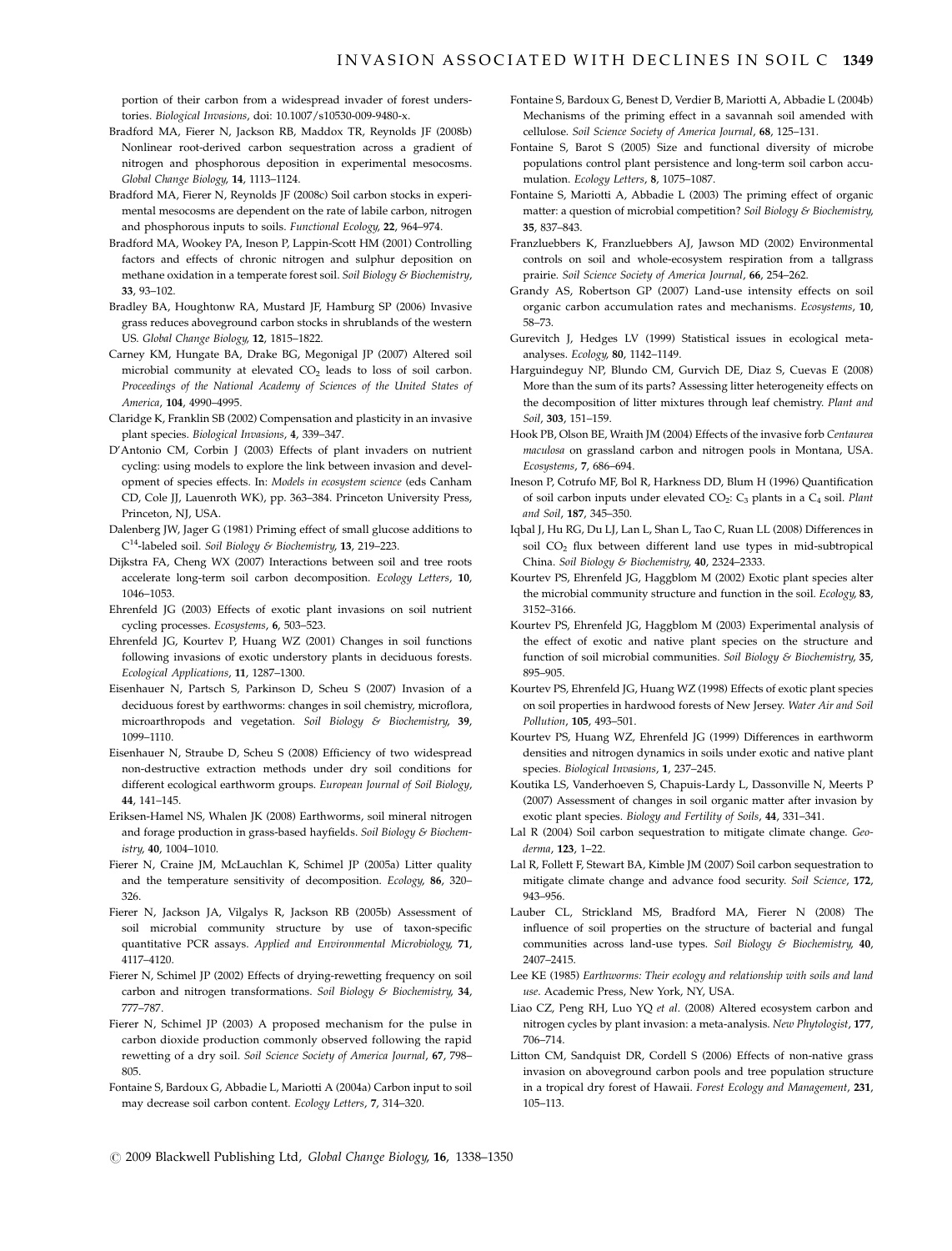portion of their carbon from a widespread invader of forest understories. *Biological Invasions*, doi: 10.1007/s10530-009-9480-x.

Bradford MA, Fierer N, Jackson RB, Maddox TR, Reynolds JF (2008b) Nonlinear root-derived carbon sequestration across a gradient of nitrogen and phosphorous deposition in experimental mesocosms. *Global Change Biology*, **14**, 1113–1124.

Bradford MA, Fierer N, Reynolds JF (2008c) Soil carbon stocks in experimental mesocosms are dependent on the rate of labile carbon, nitrogen and phosphorous inputs to soils. *Functional Ecology*, **22**, 964–974.

Bradford MA, Wookey PA, Ineson P, Lappin-Scott HM (2001) Controlling factors and effects of chronic nitrogen and sulphur deposition on methane oxidation in a temperate forest soil. *Soil Biology & Biochemistry*, **33**, 93–102.

Bradley BA, Houghtonw RA, Mustard JF, Hamburg SP (2006) Invasive grass reduces aboveground carbon stocks in shrublands of the western US. *Global Change Biology*, **12**, 1815–1822.

Carney KM, Hungate BA, Drake BG, Megonigal JP (2007) Altered soil microbial community at elevated $CO_2$ leads to loss of soil carbon. *Proceedings of the National Academy of Sciences of the United States of America*, **104**, 4990–4995.

Claridge K, Franklin SB (2002) Compensation and plasticity in an invasive plant species. *Biological Invasions*, **4**, 339–347.

D'Antonio CM, Corbin J (2003) Effects of plant invaders on nutrient cycling: using models to explore the link between invasion and development of species effects. In: *Models in ecosystem science* (eds Canham CD, Cole JJ, Lauenroth WK), pp. 363–384. Princeton University Press, Princeton, NJ, USA.

Dalenberg JW, Jager G (1981) Priming effect of small glucose additions to $C^{14}$-labeled soil. *Soil Biology & Biochemistry*, **13**, 219–223.

Dijkstra FA, Cheng WX (2007) Interactions between soil and tree roots accelerate long-term soil carbon decomposition. *Ecology Letters*, **10**, 1046–1053.

Ehrenfeld JG (2003) Effects of exotic plant invasions on soil nutrient cycling processes. *Ecosystems*, **6**, 503–523.

Ehrenfeld JG, Kourtev P, Huang WZ (2001) Changes in soil functions following invasions of exotic understory plants in deciduous forests. *Ecological Applications*, **11**, 1287–1300.

Eisenhauer N, Partsch S, Parkinson D, Scheu S (2007) Invasion of a deciduous forest by earthworms: changes in soil chemistry, microflora, microarthropods and vegetation. *Soil Biology & Biochemistry*, **39**, 1099–1110.

Eisenhauer N, Straube D, Scheu S (2008) Efficiency of two widespread non-destructive extraction methods under dry soil conditions for different ecological earthworm groups. *European Journal of Soil Biology*, **44**, 141–145.

Eriksen-Hamel NS, Whalen JK (2008) Earthworms, soil mineral nitrogen and forage production in grass-based hayfields. *Soil Biology & Biochemistry*, **40**, 1004–1010.

Fierer N, Craine JM, McLauchlan K, Schimel JP (2005a) Litter quality and the temperature sensitivity of decomposition. *Ecology*, **86**, 320–326.

Fierer N, Jackson JA, Vilgalys R, Jackson RB (2005b) Assessment of soil microbial community structure by use of taxon-specific quantitative PCR assays. *Applied and Environmental Microbiology*, **71**, 4117–4120.

Fierer N, Schimel JP (2002) Effects of drying-rewetting frequency on soil carbon and nitrogen transformations. *Soil Biology & Biochemistry*, **34**, 777–787.

Fierer N, Schimel JP (2003) A proposed mechanism for the pulse in carbon dioxide production commonly observed following the rapid rewetting of a dry soil. *Soil Science Society of America Journal*, **67**, 798–805.

Fontaine S, Bardoux G, Abbadie L, Mariotti A (2004a) Carbon input to soil may decrease soil carbon content. *Ecology Letters*, **7**, 314–320.

Fontaine S, Bardoux G, Benest D, Verdier B, Mariotti A, Abbadie L (2004b) Mechanisms of the priming effect in a savannah soil amended with cellulose. *Soil Science Society of America Journal*, **68**, 125–131.

Fontaine S, Barot S (2005) Size and functional diversity of microbe populations control plant persistence and long-term soil carbon accumulation. *Ecology Letters*, **8**, 1075–1087.

Fontaine S, Mariotti A, Abbadie L (2003) The priming effect of organic matter: a question of microbial competition? *Soil Biology & Biochemistry*, **35**, 837–843.

Franzluebbers K, Franzluebbers AJ, Jawson MD (2002) Environmental controls on soil and whole-ecosystem respiration from a tallgrass prairie. *Soil Science Society of America Journal*, **66**, 254–262.

Grandy AS, Robertson GP (2007) Land-use intensity effects on soil organic carbon accumulation rates and mechanisms. *Ecosystems*, **10**, 58–73.

Gurevitch J, Hedges LV (1999) Statistical issues in ecological meta-analyses. *Ecology*, **80**, 1142–1149.

Harguindeguy NP, Blundo CM, Gurvich DE, Diaz S, Cuevas E (2008) More than the sum of its parts? Assessing litter heterogeneity effects on the decomposition of litter mixtures through leaf chemistry. *Plant and Soil*, **303**, 151–159.

Hook PB, Olson BE, Wraith JM (2004) Effects of the invasive forb *Centaurea maculosa* on grassland carbon and nitrogen pools in Montana, USA. *Ecosystems*, **7**, 686–694.

Ineson P, Cotrufo MF, Bol R, Harkness DD, Blum H (1996) Quantification of soil carbon inputs under elevated $CO_2$: $C_3$ plants in a $C_4$ soil. *Plant and Soil*, **187**, 345–350.

Iqbal J, Hu RG, Du LJ, Lan L, Shan L, Tao C, Ruan LL (2008) Differences in soil $CO_2$ flux between different land use types in mid-subtropical China. *Soil Biology & Biochemistry*, **40**, 2324–2333.

Kourtev PS, Ehrenfeld JG, Haggblom M (2002) Exotic plant species alter the microbial community structure and function in the soil. *Ecology*, **83**, 3152–3166.

Kourtev PS, Ehrenfeld JG, Haggblom M (2003) Experimental analysis of the effect of exotic and native plant species on the structure and function of soil microbial communities. *Soil Biology & Biochemistry*, **35**, 895–905.

Kourtev PS, Ehrenfeld JG, Huang WZ (1998) Effects of exotic plant species on soil properties in hardwood forests of New Jersey. *Water Air and Soil Pollution*, **105**, 493–501.

Kourtev PS, Huang WZ, Ehrenfeld JG (1999) Differences in earthworm densities and nitrogen dynamics in soils under exotic and native plant species. *Biological Invasions*, **1**, 237–245.

Koutika LS, Vanderhoeven S, Chapuis-Lardy L, Dassonville N, Meerts P (2007) Assessment of changes in soil organic matter after invasion by exotic plant species. *Biology and Fertility of Soils*, **44**, 331–341.

Lal R (2004) Soil carbon sequestration to mitigate climate change. *Geoderma*, **123**, 1–22.

Lal R, Follett F, Stewart BA, Kimble JM (2007) Soil carbon sequestration to mitigate climate change and advance food security. *Soil Science*, **172**, 943–956.

Lauber CL, Strickland MS, Bradford MA, Fierer N (2008) The influence of soil properties on the structure of bacterial and fungal communities across land-use types. *Soil Biology & Biochemistry*, **40**, 2407–2415.

Lee KE (1985) *Earthworms: Their ecology and relationship with soils and land use*. Academic Press, New York, NY, USA.

Liao CZ, Peng RH, Luo YQ *et al.* (2008) Altered ecosystem carbon and nitrogen cycles by plant invasion: a meta-analysis. *New Phytologist*, **177**, 706–714.

Litton CM, Sandquist DR, Cordell S (2006) Effects of non-native grass invasion on aboveground carbon pools and tree population structure in a tropical dry forest of Hawaii. *Forest Ecology and Management*, **231**, 105–113.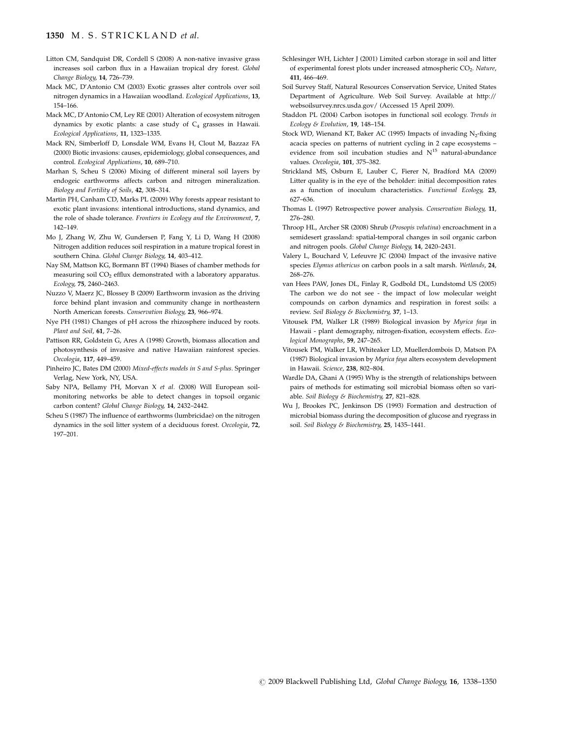Litton CM, Sandquist DR, Cordell S (2008) A non-native invasive grass increases soil carbon flux in a Hawaiian tropical dry forest. *Global Change Biology*, **14**, 726–739.

Mack MC, D'Antonio CM (2003) Exotic grasses alter controls over soil nitrogen dynamics in a Hawaiian woodland. *Ecological Applications*, **13**, 154–166.

Mack MC, D'Antonio CM, Ley RE (2001) Alteration of ecosystem nitrogen dynamics by exotic plants: a case study of $C_4$ grasses in Hawaii. *Ecological Applications*, **11**, 1323–1335.

Mack RN, Simberloff D, Lonsdale WM, Evans H, Clout M, Bazzaz FA (2000) Biotic invasions: causes, epidemiology, global consequences, and control. *Ecological Applications*, **10**, 689–710.

Marhan S, Scheu S (2006) Mixing of different mineral soil layers by endogeic earthworms affects carbon and nitrogen mineralization. *Biology and Fertility of Soils*, **42**, 308–314.

Martin PH, Canham CD, Marks PL (2009) Why forests appear resistant to exotic plant invasions: intentional introductions, stand dynamics, and the role of shade tolerance. *Frontiers in Ecology and the Environment*, **7**, 142–149.

Mo J, Zhang W, Zhu W, Gundersen P, Fang Y, Li D, Wang H (2008) Nitrogen addition reduces soil respiration in a mature tropical forest in southern China. *Global Change Biology*, **14**, 403–412.

Nay SM, Mattson KG, Bormann BT (1994) Biases of chamber methods for measuring soil $CO_2$ efflux demonstrated with a laboratory apparatus. *Ecology*, **75**, 2460–2463.

Nuzzo V, Maerz JC, Blossey B (2009) Earthworm invasion as the driving force behind plant invasion and community change in northeastern North American forests. *Conservation Biology*, **23**, 966–974.

Nye PH (1981) Changes of pH across the rhizosphere induced by roots. *Plant and Soil*, **61**, 7–26.

Pattison RR, Goldstein G, Ares A (1998) Growth, biomass allocation and photosynthesis of invasive and native Hawaiian rainforest species. *Oecologia*, **117**, 449–459.

Pinheiro JC, Bates DM (2000) *Mixed-effects models in S and S-plus*. Springer Verlag, New York, NY, USA.

Saby NPA, Bellamy PH, Morvan X *et al.* (2008) Will European soil-monitoring networks be able to detect changes in topsoil organic carbon content? *Global Change Biology*, **14**, 2432–2442.

Scheu S (1987) The influence of earthworms (lumbricidae) on the nitrogen dynamics in the soil litter system of a deciduous forest. *Oecologia*, **72**, 197–201.

Schlesinger WH, Lichter J (2001) Limited carbon storage in soil and litter of experimental forest plots under increased atmospheric $CO_2$. *Nature*, **411**, 466–469.

Soil Survey Staff, Natural Resources Conservation Service, United States Department of Agriculture. Web Soil Survey. Available at http://websoilsurvey.nrcs.usda.gov/ (Accessed 15 April 2009).

Staddon PL (2004) Carbon isotopes in functional soil ecology. *Trends in Ecology & Evolution*, **19**, 148–154.

Stock WD, Wienand KT, Baker AC (1995) Impacts of invading $N_2$-fixing acacia species on patterns of nutrient cycling in 2 cape ecosystems – evidence from soil incubation studies and $N^{15}$ natural-abundance values. *Oecologia*, **101**, 375–382.

Strickland MS, Osburn E, Lauber C, Fierer N, Bradford MA (2009) Litter quality is in the eye of the beholder: initial decomposition rates as a function of inoculum characteristics. *Functional Ecology*, **23**, 627–636.

Thomas L (1997) Retrospective power analysis. *Conservation Biology*, **11**, 276–280.

Throop HL, Archer SR (2008) Shrub (*Prosopis velutina*) encroachment in a semidesert grassland: spatial-temporal changes in soil organic carbon and nitrogen pools. *Global Change Biology*, **14**, 2420–2431.

Valery L, Bouchard V, Lefeuvre JC (2004) Impact of the invasive native species *Elymus athericus* on carbon pools in a salt marsh. *Wetlands*, **24**, 268–276.

van Hees PAW, Jones DL, Finlay R, Godbold DL, Lundstomd US (2005) The carbon we do not see - the impact of low molecular weight compounds on carbon dynamics and respiration in forest soils: a review. *Soil Biology & Biochemistry*, **37**, 1–13.

Vitousek PM, Walker LR (1989) Biological invasion by *Myrica faya* in Hawaii - plant demography, nitrogen-fixation, ecosystem effects. *Ecological Monographs*, **59**, 247–265.

Vitousek PM, Walker LR, Whiteaker LD, Muellerdombois D, Matson PA (1987) Biological invasion by *Myrica faya* alters ecosystem development in Hawaii. *Science*, **238**, 802–804.

Wardle DA, Ghani A (1995) Why is the strength of relationships between pairs of methods for estimating soil microbial biomass often so variable. *Soil Biology & Biochemistry*, **27**, 821–828.

Wu J, Brookes PC, Jenkinson DS (1993) Formation and destruction of microbial biomass during the decomposition of glucose and ryegrass in soil. *Soil Biology & Biochemistry*, **25**, 1435–1441.